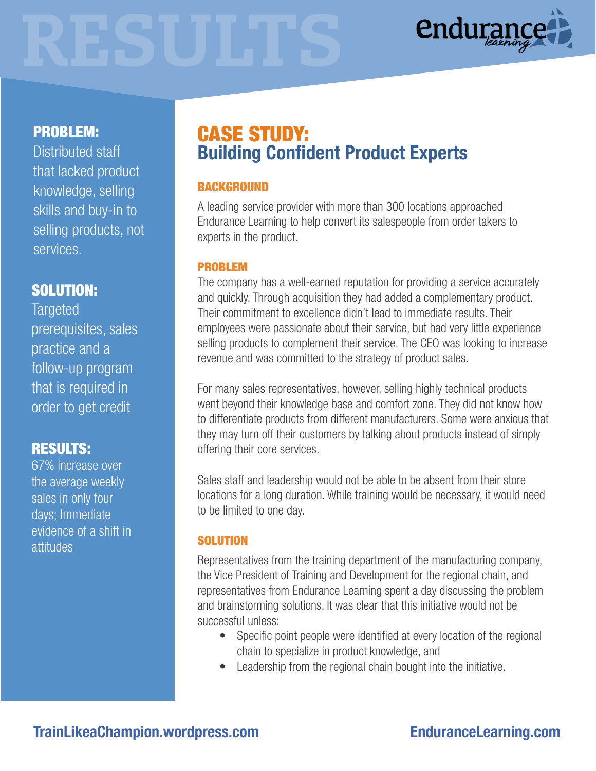# RESULTS

endurance learning

**PROBLEM:**
Distributed staff that lacked product knowledge, selling skills and buy-in to selling products, not services.

**SOLUTION:**
Targeted prerequisites, sales practice and a follow-up program that is required in order to get credit

**RESULTS:**
67% increase over the average weekly sales in only four days; Immediate evidence of a shift in attitudes

## CASE STUDY:
## Building Confident Product Experts

### BACKGROUND

A leading service provider with more than 300 locations approached Endurance Learning to help convert its salespeople from order takers to experts in the product.

### PROBLEM

The company has a well-earned reputation for providing a service accurately and quickly. Through acquisition they had added a complementary product. Their commitment to excellence didn't lead to immediate results. Their employees were passionate about their service, but had very little experience selling products to complement their service. The CEO was looking to increase revenue and was committed to the strategy of product sales.

For many sales representatives, however, selling highly technical products went beyond their knowledge base and comfort zone. They did not know how to differentiate products from different manufacturers. Some were anxious that they may turn off their customers by talking about products instead of simply offering their core services.

Sales staff and leadership would not be able to be absent from their store locations for a long duration. While training would be necessary, it would need to be limited to one day.

### SOLUTION

Representatives from the training department of the manufacturing company, the Vice President of Training and Development for the regional chain, and representatives from Endurance Learning spent a day discussing the problem and brainstorming solutions. It was clear that this initiative would not be successful unless:

- Specific point people were identified at every location of the regional chain to specialize in product knowledge, and
- Leadership from the regional chain bought into the initiative.

TrainLikeaChampion.wordpress.com

EnduranceLearning.com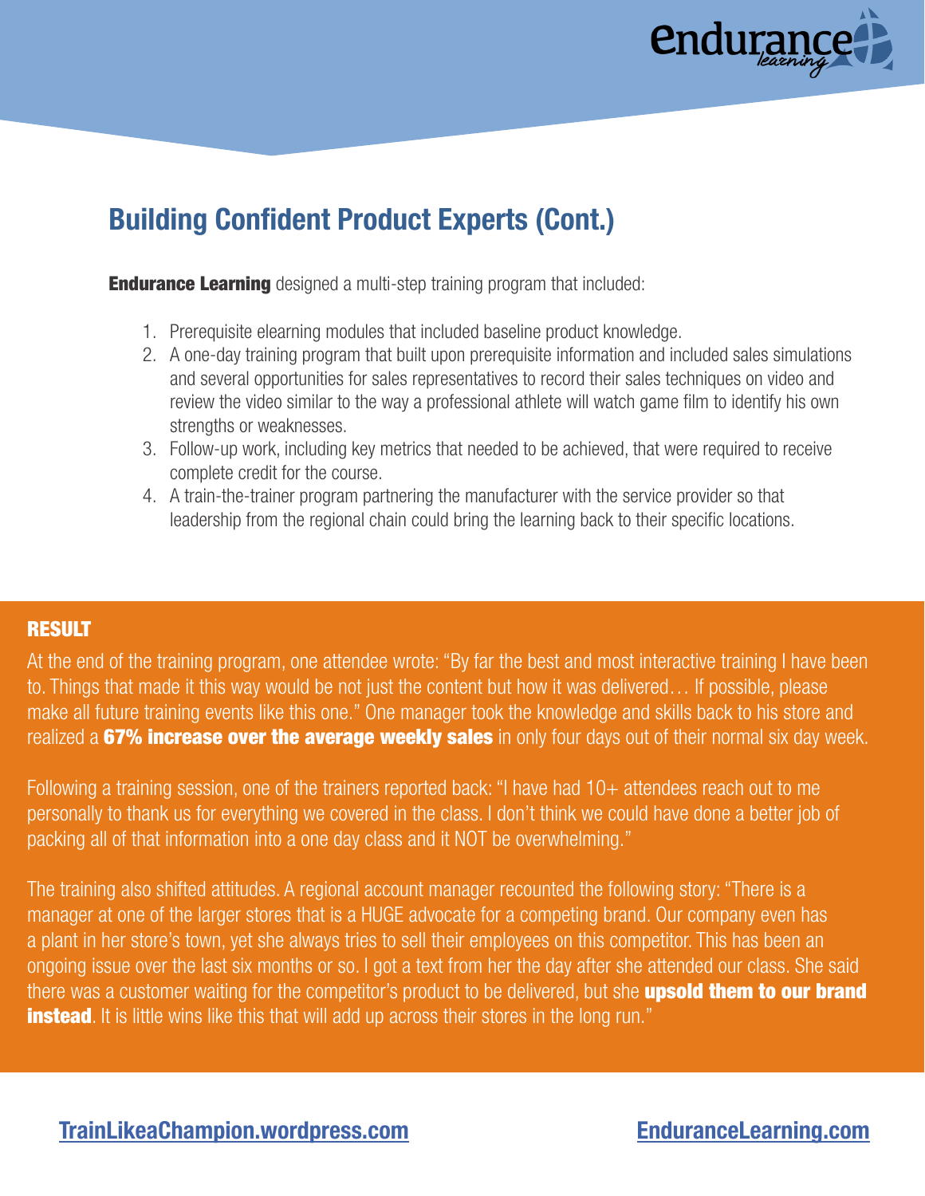## Building Confident Product Experts (Cont.)

**Endurance Learning** designed a multi-step training program that included:

1. Prerequisite elearning modules that included baseline product knowledge.
2. A one-day training program that built upon prerequisite information and included sales simulations and several opportunities for sales representatives to record their sales techniques on video and review the video similar to the way a professional athlete will watch game film to identify his own strengths or weaknesses.
3. Follow-up work, including key metrics that needed to be achieved, that were required to receive complete credit for the course.
4. A train-the-trainer program partnering the manufacturer with the service provider so that leadership from the regional chain could bring the learning back to their specific locations.

### RESULT

At the end of the training program, one attendee wrote: "By far the best and most interactive training I have been to. Things that made it this way would be not just the content but how it was delivered… If possible, please make all future training events like this one." One manager took the knowledge and skills back to his store and realized a **67% increase over the average weekly sales** in only four days out of their normal six day week.

Following a training session, one of the trainers reported back: "I have had 10+ attendees reach out to me personally to thank us for everything we covered in the class. I don't think we could have done a better job of packing all of that information into a one day class and it NOT be overwhelming."

The training also shifted attitudes. A regional account manager recounted the following story: "There is a manager at one of the larger stores that is a HUGE advocate for a competing brand. Our company even has a plant in her store's town, yet she always tries to sell their employees on this competitor. This has been an ongoing issue over the last six months or so. I got a text from her the day after she attended our class. She said there was a customer waiting for the competitor's product to be delivered, but she **upsold them to our brand instead**. It is little wins like this that will add up across their stores in the long run."

TrainLikeaChampion.wordpress.com

EnduranceLearning.com